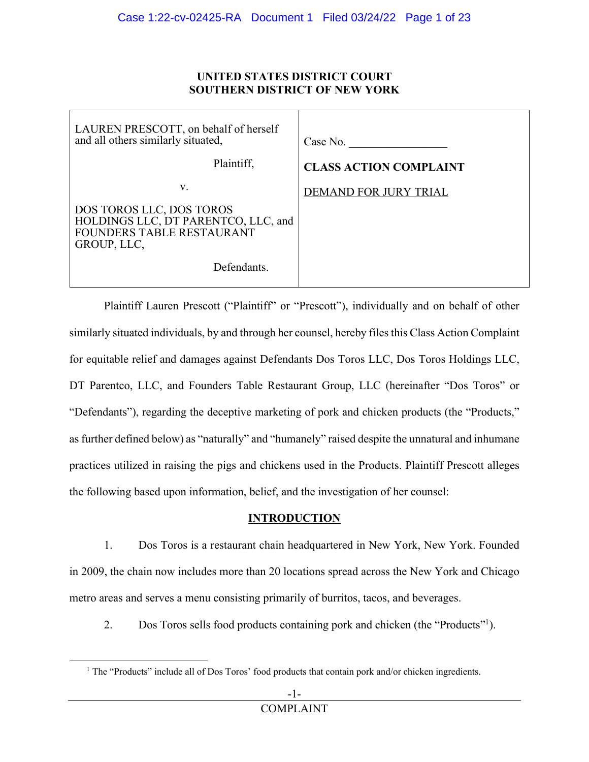**UNITED STATES DISTRICT COURT**
**SOUTHERN DISTRICT OF NEW YORK**

| | |
|---|---|
| LAUREN PRESCOTT, on behalf of herself and all others similarly situated,<br><br>Plaintiff,<br><br>v.<br><br>DOS TOROS LLC, DOS TOROS HOLDINGS LLC, DT PARENTCO, LLC, and FOUNDERS TABLE RESTAURANT GROUP, LLC,<br><br>Defendants. | Case No. \_\_\_\_\_\_\_\_\_\_\_\_\_\_\_\_<br><br>**CLASS ACTION COMPLAINT**<br><br>DEMAND FOR JURY TRIAL |

Plaintiff Lauren Prescott ("Plaintiff" or "Prescott"), individually and on behalf of other similarly situated individuals, by and through her counsel, hereby files this Class Action Complaint for equitable relief and damages against Defendants Dos Toros LLC, Dos Toros Holdings LLC, DT Parentco, LLC, and Founders Table Restaurant Group, LLC (hereinafter "Dos Toros" or "Defendants"), regarding the deceptive marketing of pork and chicken products (the "Products," as further defined below) as "naturally" and "humanely" raised despite the unnatural and inhumane practices utilized in raising the pigs and chickens used in the Products. Plaintiff Prescott alleges the following based upon information, belief, and the investigation of her counsel:

## INTRODUCTION

1. Dos Toros is a restaurant chain headquartered in New York, New York. Founded in 2009, the chain now includes more than 20 locations spread across the New York and Chicago metro areas and serves a menu consisting primarily of burritos, tacos, and beverages.

2. Dos Toros sells food products containing pork and chicken (the "Products"[1]).

[1] The "Products" include all of Dos Toros' food products that contain pork and/or chicken ingredients.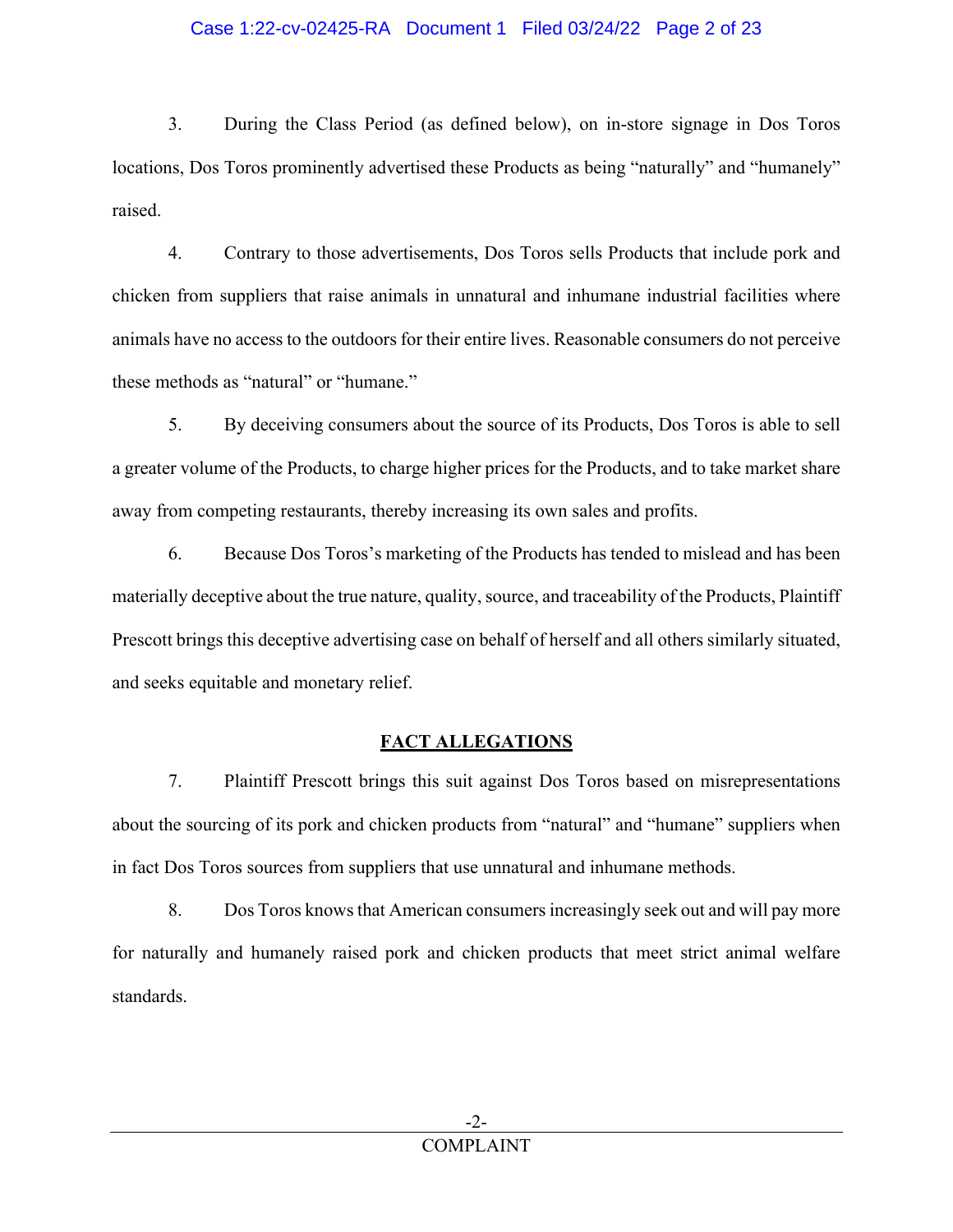3. During the Class Period (as defined below), on in-store signage in Dos Toros locations, Dos Toros prominently advertised these Products as being "naturally" and "humanely" raised.

4. Contrary to those advertisements, Dos Toros sells Products that include pork and chicken from suppliers that raise animals in unnatural and inhumane industrial facilities where animals have no access to the outdoors for their entire lives. Reasonable consumers do not perceive these methods as "natural" or "humane."

5. By deceiving consumers about the source of its Products, Dos Toros is able to sell a greater volume of the Products, to charge higher prices for the Products, and to take market share away from competing restaurants, thereby increasing its own sales and profits.

6. Because Dos Toros's marketing of the Products has tended to mislead and has been materially deceptive about the true nature, quality, source, and traceability of the Products, Plaintiff Prescott brings this deceptive advertising case on behalf of herself and all others similarly situated, and seeks equitable and monetary relief.

## FACT ALLEGATIONS

7. Plaintiff Prescott brings this suit against Dos Toros based on misrepresentations about the sourcing of its pork and chicken products from "natural" and "humane" suppliers when in fact Dos Toros sources from suppliers that use unnatural and inhumane methods.

8. Dos Toros knows that American consumers increasingly seek out and will pay more for naturally and humanely raised pork and chicken products that meet strict animal welfare standards.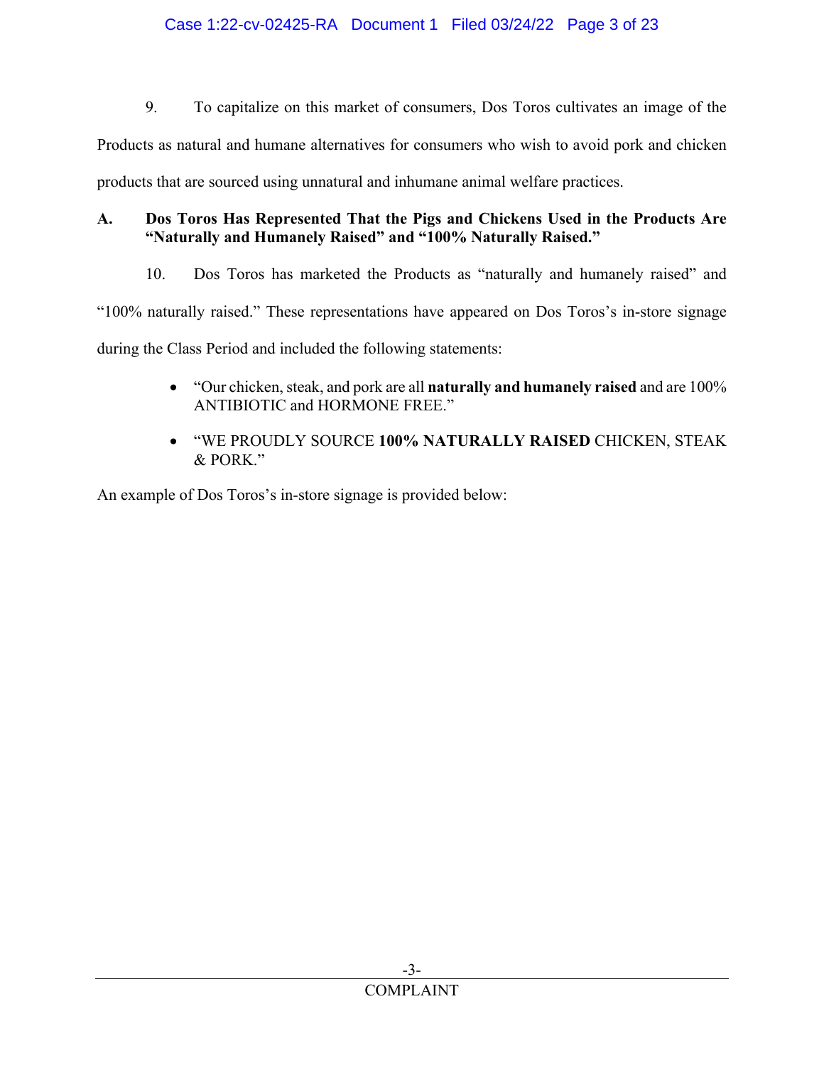9. To capitalize on this market of consumers, Dos Toros cultivates an image of the Products as natural and humane alternatives for consumers who wish to avoid pork and chicken products that are sourced using unnatural and inhumane animal welfare practices.

### A. Dos Toros Has Represented That the Pigs and Chickens Used in the Products Are "Naturally and Humanely Raised" and "100% Naturally Raised."

10. Dos Toros has marketed the Products as "naturally and humanely raised" and "100% naturally raised." These representations have appeared on Dos Toros's in-store signage during the Class Period and included the following statements:

- "Our chicken, steak, and pork are all **naturally and humanely raised** and are 100% ANTIBIOTIC and HORMONE FREE."
- "WE PROUDLY SOURCE **100% NATURALLY RAISED** CHICKEN, STEAK & PORK."

An example of Dos Toros's in-store signage is provided below: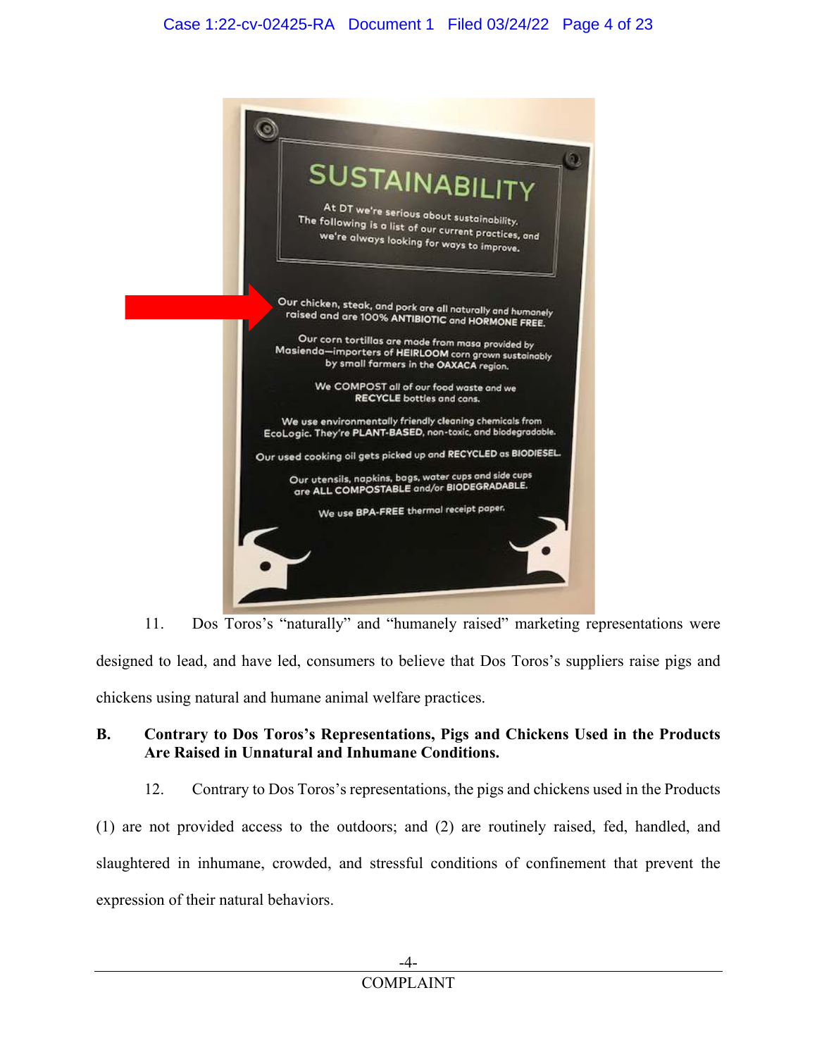SUSTAINABILITY

At DT we're serious about sustainability. The following is a list of our current practices, and we're always looking for ways to improve.

Our chicken, steak, and pork are all naturally and humanely raised and are 100% ANTIBIOTIC and HORMONE FREE.

Our corn tortillas are made from masa provided by Masienda—importers of HEIRLOOM corn grown sustainably by small farmers in the OAXACA region.

We COMPOST all of our food waste and we RECYCLE bottles and cans.

We use environmentally friendly cleaning chemicals from EcoLogic. They're PLANT-BASED, non-toxic, and biodegradable.

Our used cooking oil gets picked up and RECYCLED as BIODIESEL.

Our utensils, napkins, bags, water cups and side cups are ALL COMPOSTABLE and/or BIODEGRADABLE.

We use BPA-FREE thermal receipt paper.

11. Dos Toros's "naturally" and "humanely raised" marketing representations were designed to lead, and have led, consumers to believe that Dos Toros's suppliers raise pigs and chickens using natural and humane animal welfare practices.

**B. Contrary to Dos Toros's Representations, Pigs and Chickens Used in the Products Are Raised in Unnatural and Inhumane Conditions.**

12. Contrary to Dos Toros's representations, the pigs and chickens used in the Products (1) are not provided access to the outdoors; and (2) are routinely raised, fed, handled, and slaughtered in inhumane, crowded, and stressful conditions of confinement that prevent the expression of their natural behaviors.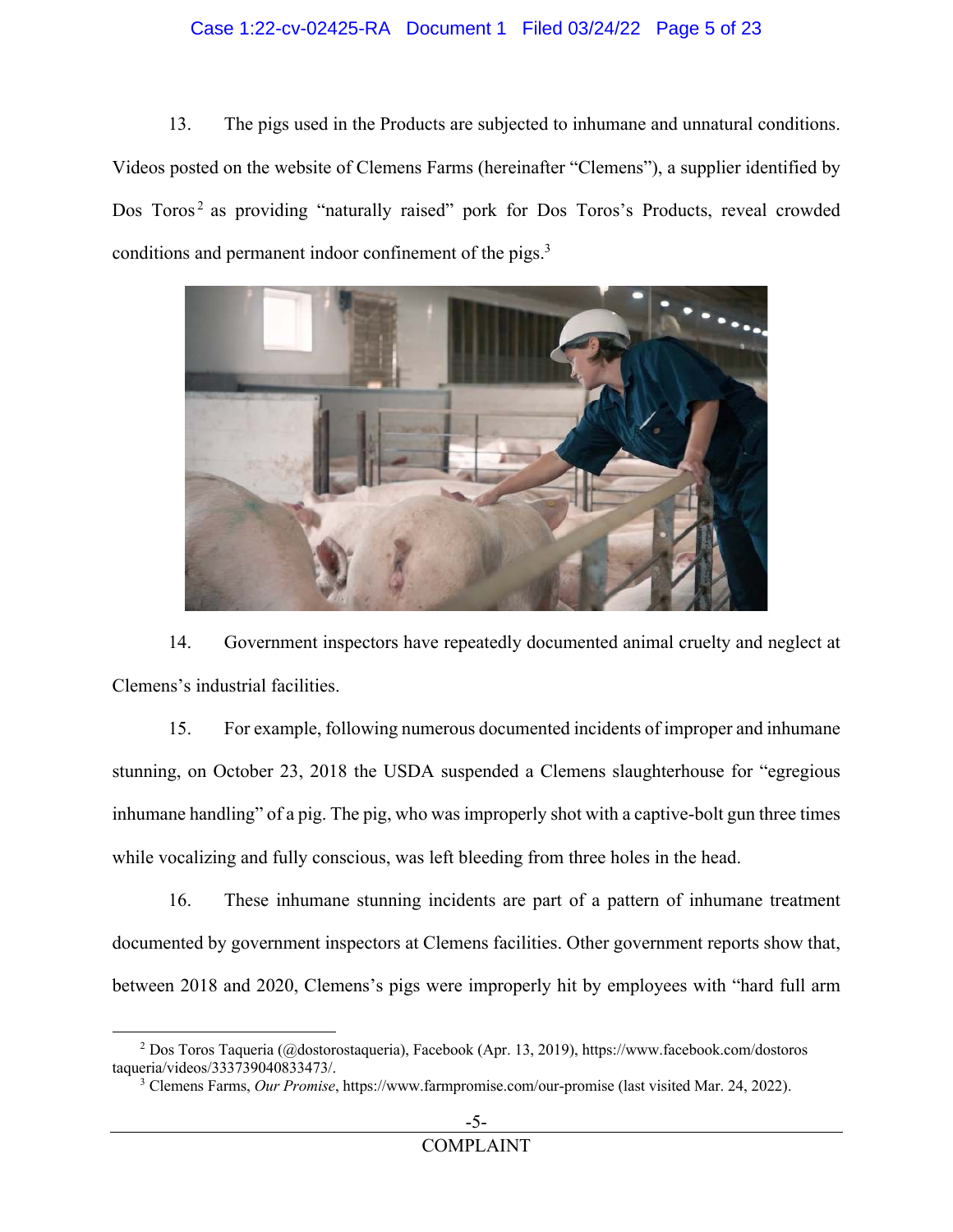13. The pigs used in the Products are subjected to inhumane and unnatural conditions. Videos posted on the website of Clemens Farms (hereinafter "Clemens"), a supplier identified by Dos Toros[2] as providing "naturally raised" pork for Dos Toros's Products, reveal crowded conditions and permanent indoor confinement of the pigs.[3]

14. Government inspectors have repeatedly documented animal cruelty and neglect at Clemens's industrial facilities.

15. For example, following numerous documented incidents of improper and inhumane stunning, on October 23, 2018 the USDA suspended a Clemens slaughterhouse for "egregious inhumane handling" of a pig. The pig, who was improperly shot with a captive-bolt gun three times while vocalizing and fully conscious, was left bleeding from three holes in the head.

16. These inhumane stunning incidents are part of a pattern of inhumane treatment documented by government inspectors at Clemens facilities. Other government reports show that, between 2018 and 2020, Clemens's pigs were improperly hit by employees with "hard full arm

---

[2] Dos Toros Taqueria (@dostorostaqueria), Facebook (Apr. 13, 2019), https://www.facebook.com/dostorostaqueria/videos/333739040833473/.

[3] Clemens Farms, *Our Promise*, https://www.farmpromise.com/our-promise (last visited Mar. 24, 2022).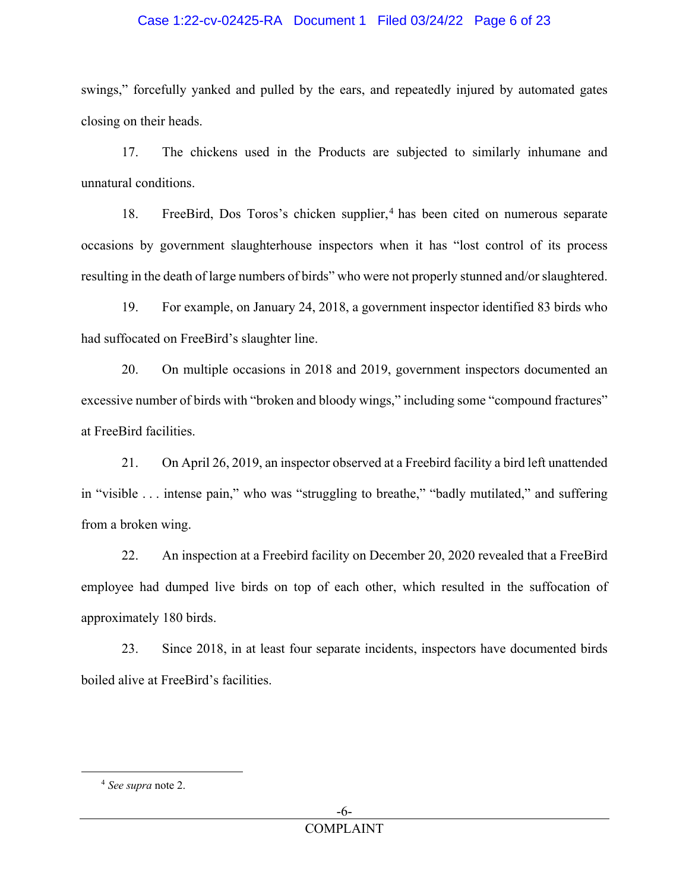swings," forcefully yanked and pulled by the ears, and repeatedly injured by automated gates closing on their heads.

17. The chickens used in the Products are subjected to similarly inhumane and unnatural conditions.

18. FreeBird, Dos Toros's chicken supplier,[4] has been cited on numerous separate occasions by government slaughterhouse inspectors when it has "lost control of its process resulting in the death of large numbers of birds" who were not properly stunned and/or slaughtered.

19. For example, on January 24, 2018, a government inspector identified 83 birds who had suffocated on FreeBird's slaughter line.

20. On multiple occasions in 2018 and 2019, government inspectors documented an excessive number of birds with "broken and bloody wings," including some "compound fractures" at FreeBird facilities.

21. On April 26, 2019, an inspector observed at a Freebird facility a bird left unattended in "visible . . . intense pain," who was "struggling to breathe," "badly mutilated," and suffering from a broken wing.

22. An inspection at a Freebird facility on December 20, 2020 revealed that a FreeBird employee had dumped live birds on top of each other, which resulted in the suffocation of approximately 180 birds.

23. Since 2018, in at least four separate incidents, inspectors have documented birds boiled alive at FreeBird's facilities.

---

[4] *See supra* note 2.

COMPLAINT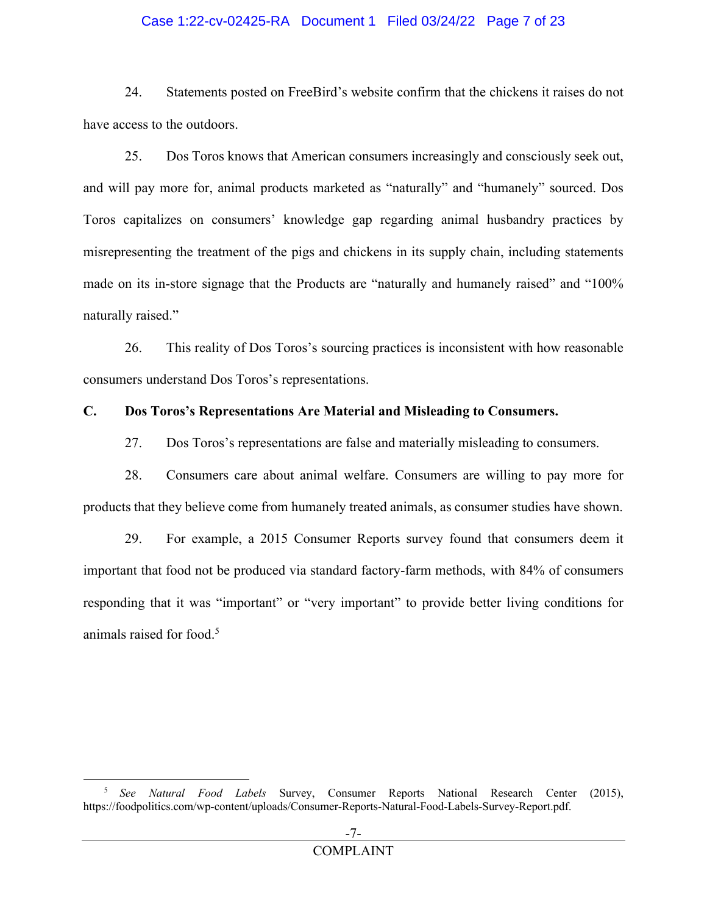24. Statements posted on FreeBird's website confirm that the chickens it raises do not have access to the outdoors.

25. Dos Toros knows that American consumers increasingly and consciously seek out, and will pay more for, animal products marketed as "naturally" and "humanely" sourced. Dos Toros capitalizes on consumers' knowledge gap regarding animal husbandry practices by misrepresenting the treatment of the pigs and chickens in its supply chain, including statements made on its in-store signage that the Products are "naturally and humanely raised" and "100% naturally raised."

26. This reality of Dos Toros's sourcing practices is inconsistent with how reasonable consumers understand Dos Toros's representations.

**C. Dos Toros's Representations Are Material and Misleading to Consumers.**

27. Dos Toros's representations are false and materially misleading to consumers.

28. Consumers care about animal welfare. Consumers are willing to pay more for products that they believe come from humanely treated animals, as consumer studies have shown.

29. For example, a 2015 Consumer Reports survey found that consumers deem it important that food not be produced via standard factory-farm methods, with 84% of consumers responding that it was "important" or "very important" to provide better living conditions for animals raised for food.[5]

---

[5] *See Natural Food Labels* Survey, Consumer Reports National Research Center (2015), https://foodpolitics.com/wp-content/uploads/Consumer-Reports-Natural-Food-Labels-Survey-Report.pdf.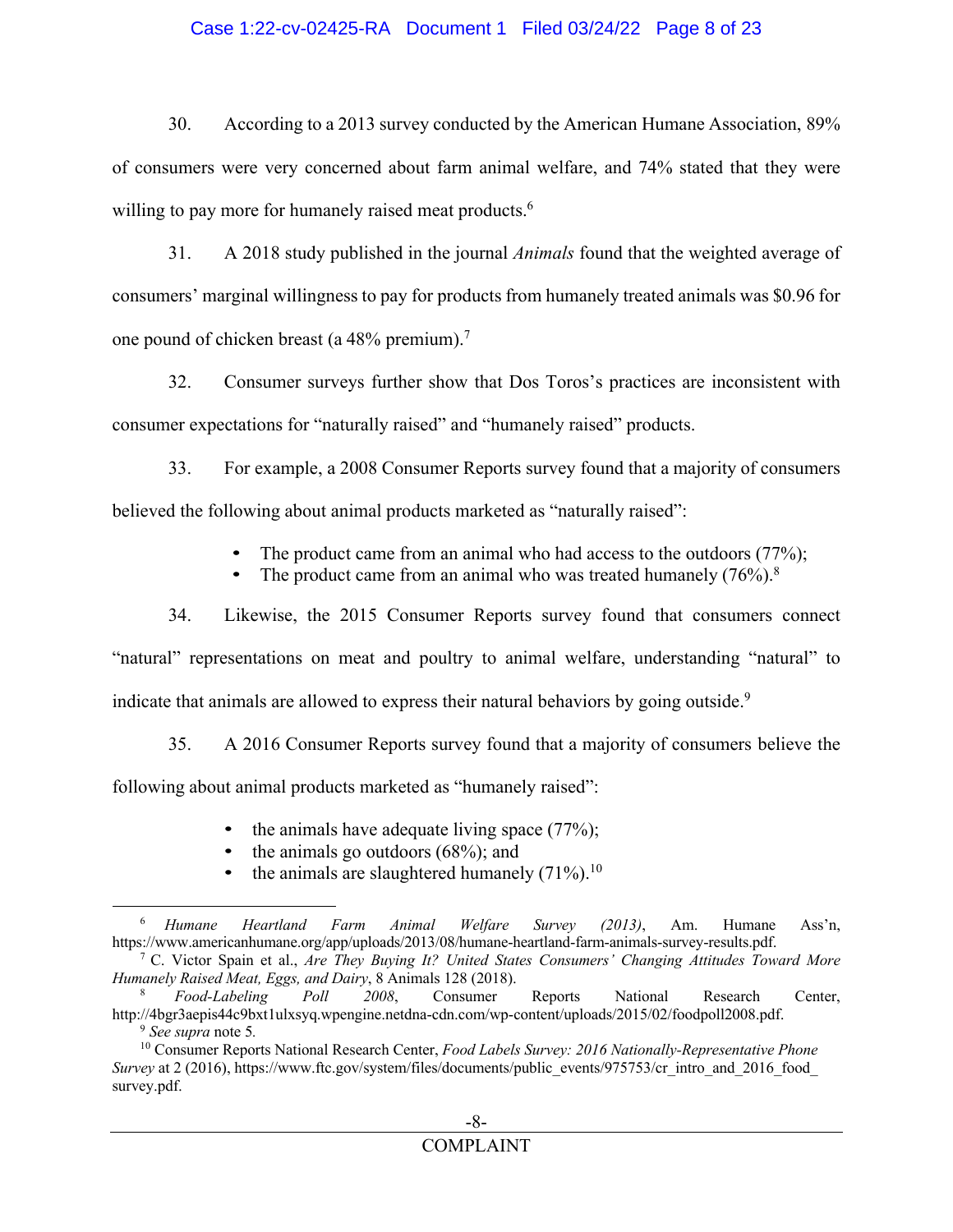30. According to a 2013 survey conducted by the American Humane Association, 89% of consumers were very concerned about farm animal welfare, and 74% stated that they were willing to pay more for humanely raised meat products.[6]

31. A 2018 study published in the journal *Animals* found that the weighted average of consumers' marginal willingness to pay for products from humanely treated animals was $0.96 for one pound of chicken breast (a 48% premium).[7]

32. Consumer surveys further show that Dos Toros's practices are inconsistent with consumer expectations for "naturally raised" and "humanely raised" products.

33. For example, a 2008 Consumer Reports survey found that a majority of consumers believed the following about animal products marketed as "naturally raised":

- The product came from an animal who had access to the outdoors (77%);
- The product came from an animal who was treated humanely (76%).[8]

34. Likewise, the 2015 Consumer Reports survey found that consumers connect "natural" representations on meat and poultry to animal welfare, understanding "natural" to indicate that animals are allowed to express their natural behaviors by going outside.[9]

35. A 2016 Consumer Reports survey found that a majority of consumers believe the following about animal products marketed as "humanely raised":

- the animals have adequate living space (77%);
- the animals go outdoors (68%); and
- the animals are slaughtered humanely (71%).[10]

---

[6] *Humane Heartland Farm Animal Welfare Survey (2013)*, Am. Humane Ass'n, https://www.americanhumane.org/app/uploads/2013/08/humane-heartland-farm-animals-survey-results.pdf.

[7] C. Victor Spain et al., *Are They Buying It? United States Consumers' Changing Attitudes Toward More Humanely Raised Meat, Eggs, and Dairy*, 8 Animals 128 (2018).

[8] *Food-Labeling Poll 2008*, Consumer Reports National Research Center, http://4bgr3aepis44c9bxt1ulxsyq.wpengine.netdna-cdn.com/wp-content/uploads/2015/02/foodpoll2008.pdf.

[9] *See supra* note 5.

[10] Consumer Reports National Research Center, *Food Labels Survey: 2016 Nationally-Representative Phone Survey* at 2 (2016), https://www.ftc.gov/system/files/documents/public_events/975753/cr_intro_and_2016_food_survey.pdf.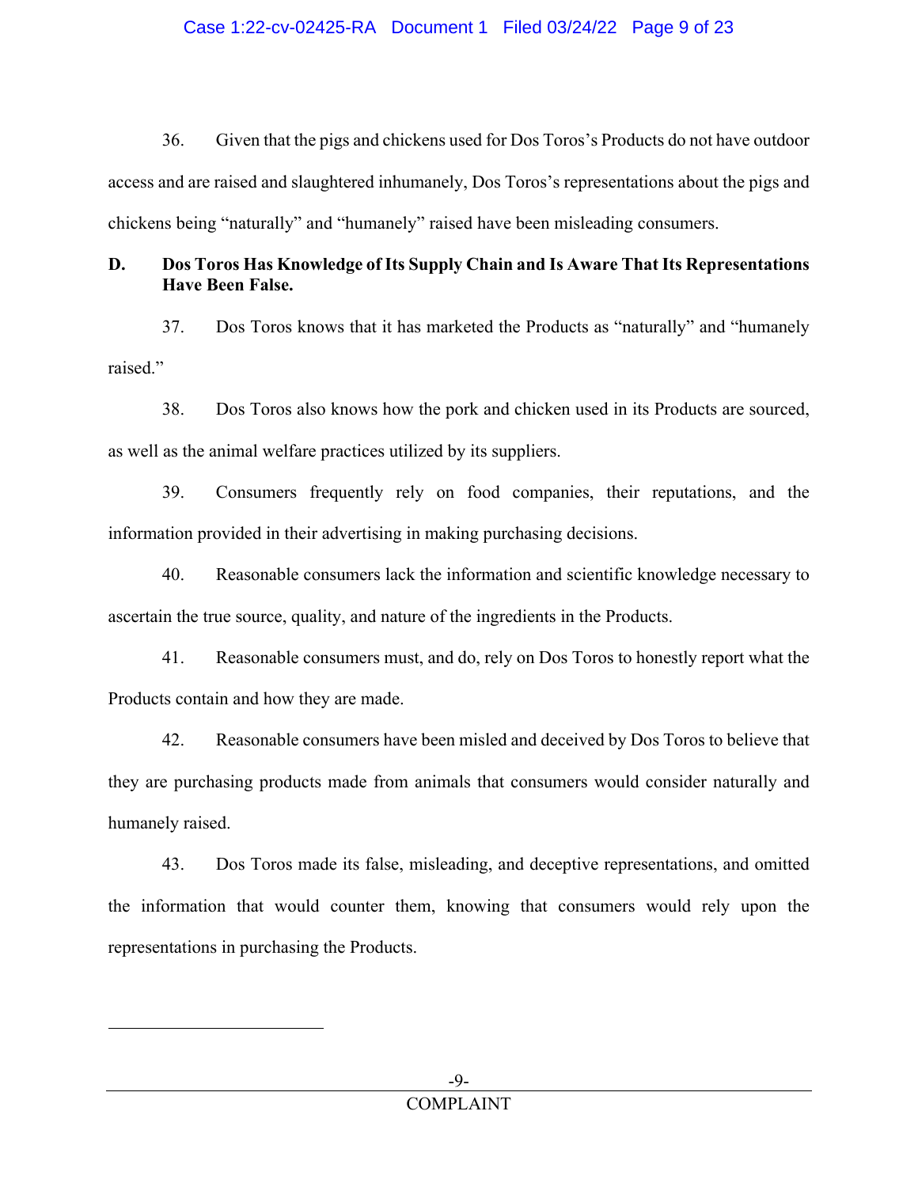36. Given that the pigs and chickens used for Dos Toros's Products do not have outdoor access and are raised and slaughtered inhumanely, Dos Toros's representations about the pigs and chickens being "naturally" and "humanely" raised have been misleading consumers.

**D. Dos Toros Has Knowledge of Its Supply Chain and Is Aware That Its Representations Have Been False.**

37. Dos Toros knows that it has marketed the Products as "naturally" and "humanely raised."

38. Dos Toros also knows how the pork and chicken used in its Products are sourced, as well as the animal welfare practices utilized by its suppliers.

39. Consumers frequently rely on food companies, their reputations, and the information provided in their advertising in making purchasing decisions.

40. Reasonable consumers lack the information and scientific knowledge necessary to ascertain the true source, quality, and nature of the ingredients in the Products.

41. Reasonable consumers must, and do, rely on Dos Toros to honestly report what the Products contain and how they are made.

42. Reasonable consumers have been misled and deceived by Dos Toros to believe that they are purchasing products made from animals that consumers would consider naturally and humanely raised.

43. Dos Toros made its false, misleading, and deceptive representations, and omitted the information that would counter them, knowing that consumers would rely upon the representations in purchasing the Products.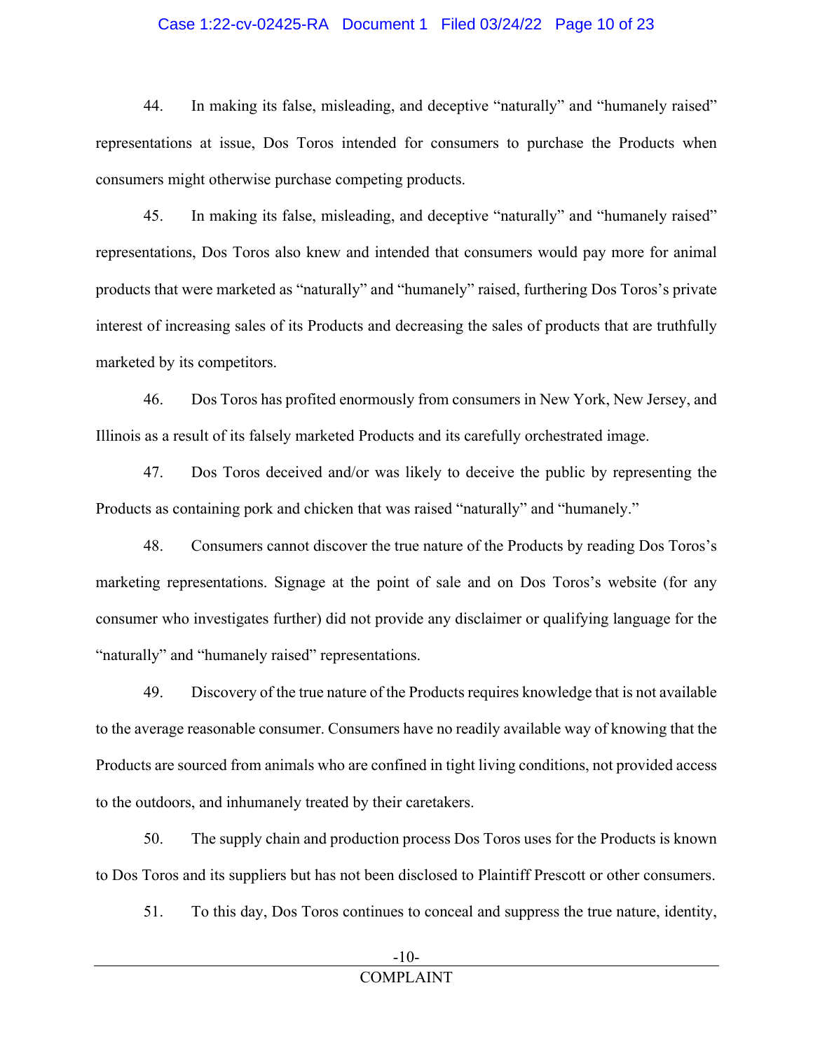44. In making its false, misleading, and deceptive "naturally" and "humanely raised" representations at issue, Dos Toros intended for consumers to purchase the Products when consumers might otherwise purchase competing products.

45. In making its false, misleading, and deceptive "naturally" and "humanely raised" representations, Dos Toros also knew and intended that consumers would pay more for animal products that were marketed as "naturally" and "humanely" raised, furthering Dos Toros's private interest of increasing sales of its Products and decreasing the sales of products that are truthfully marketed by its competitors.

46. Dos Toros has profited enormously from consumers in New York, New Jersey, and Illinois as a result of its falsely marketed Products and its carefully orchestrated image.

47. Dos Toros deceived and/or was likely to deceive the public by representing the Products as containing pork and chicken that was raised "naturally" and "humanely."

48. Consumers cannot discover the true nature of the Products by reading Dos Toros's marketing representations. Signage at the point of sale and on Dos Toros's website (for any consumer who investigates further) did not provide any disclaimer or qualifying language for the "naturally" and "humanely raised" representations.

49. Discovery of the true nature of the Products requires knowledge that is not available to the average reasonable consumer. Consumers have no readily available way of knowing that the Products are sourced from animals who are confined in tight living conditions, not provided access to the outdoors, and inhumanely treated by their caretakers.

50. The supply chain and production process Dos Toros uses for the Products is known to Dos Toros and its suppliers but has not been disclosed to Plaintiff Prescott or other consumers.

51. To this day, Dos Toros continues to conceal and suppress the true nature, identity,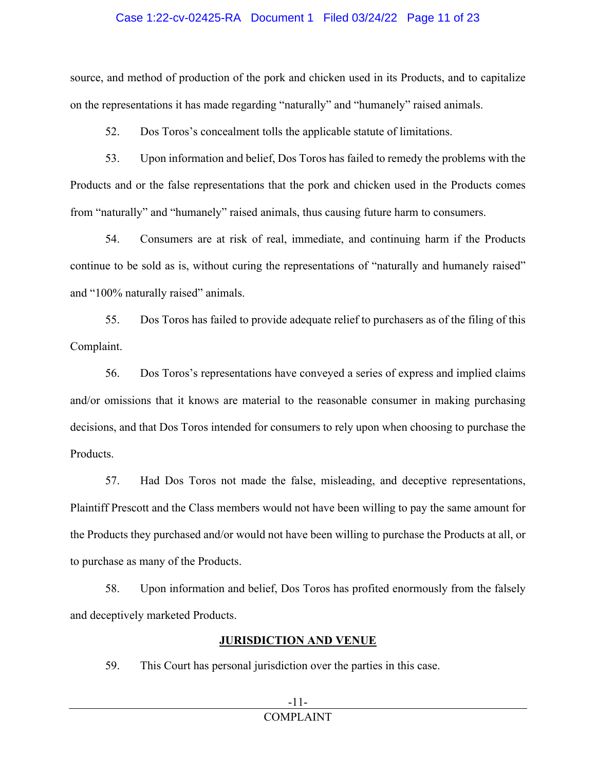source, and method of production of the pork and chicken used in its Products, and to capitalize on the representations it has made regarding "naturally" and "humanely" raised animals.

52. Dos Toros's concealment tolls the applicable statute of limitations.

53. Upon information and belief, Dos Toros has failed to remedy the problems with the Products and or the false representations that the pork and chicken used in the Products comes from "naturally" and "humanely" raised animals, thus causing future harm to consumers.

54. Consumers are at risk of real, immediate, and continuing harm if the Products continue to be sold as is, without curing the representations of "naturally and humanely raised" and "100% naturally raised" animals.

55. Dos Toros has failed to provide adequate relief to purchasers as of the filing of this Complaint.

56. Dos Toros's representations have conveyed a series of express and implied claims and/or omissions that it knows are material to the reasonable consumer in making purchasing decisions, and that Dos Toros intended for consumers to rely upon when choosing to purchase the Products.

57. Had Dos Toros not made the false, misleading, and deceptive representations, Plaintiff Prescott and the Class members would not have been willing to pay the same amount for the Products they purchased and/or would not have been willing to purchase the Products at all, or to purchase as many of the Products.

58. Upon information and belief, Dos Toros has profited enormously from the falsely and deceptively marketed Products.

## JURISDICTION AND VENUE

59. This Court has personal jurisdiction over the parties in this case.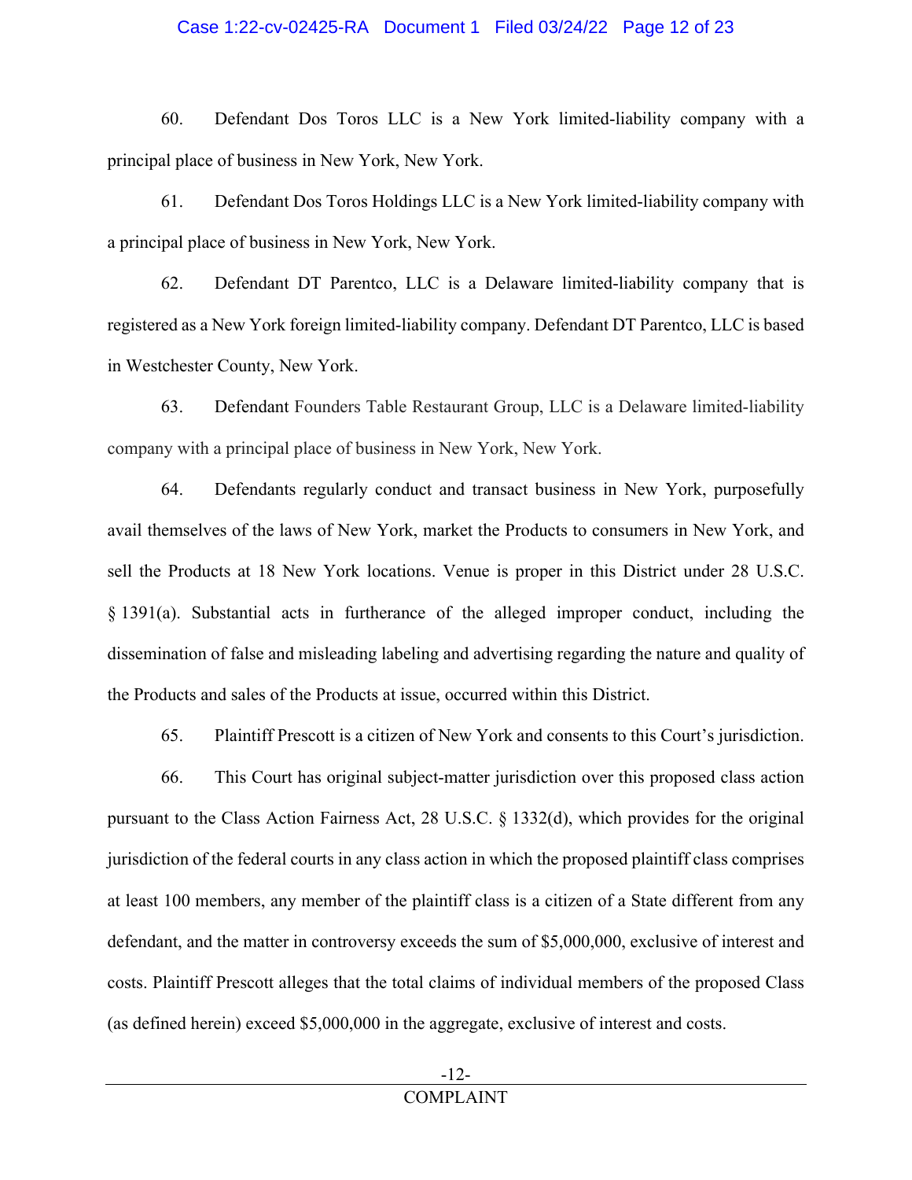60. Defendant Dos Toros LLC is a New York limited-liability company with a principal place of business in New York, New York.

61. Defendant Dos Toros Holdings LLC is a New York limited-liability company with a principal place of business in New York, New York.

62. Defendant DT Parentco, LLC is a Delaware limited-liability company that is registered as a New York foreign limited-liability company. Defendant DT Parentco, LLC is based in Westchester County, New York.

63. Defendant Founders Table Restaurant Group, LLC is a Delaware limited-liability company with a principal place of business in New York, New York.

64. Defendants regularly conduct and transact business in New York, purposefully avail themselves of the laws of New York, market the Products to consumers in New York, and sell the Products at 18 New York locations. Venue is proper in this District under 28 U.S.C. § 1391(a). Substantial acts in furtherance of the alleged improper conduct, including the dissemination of false and misleading labeling and advertising regarding the nature and quality of the Products and sales of the Products at issue, occurred within this District.

65. Plaintiff Prescott is a citizen of New York and consents to this Court's jurisdiction.

66. This Court has original subject-matter jurisdiction over this proposed class action pursuant to the Class Action Fairness Act, 28 U.S.C. § 1332(d), which provides for the original jurisdiction of the federal courts in any class action in which the proposed plaintiff class comprises at least 100 members, any member of the plaintiff class is a citizen of a State different from any defendant, and the matter in controversy exceeds the sum of $5,000,000, exclusive of interest and costs. Plaintiff Prescott alleges that the total claims of individual members of the proposed Class (as defined herein) exceed $5,000,000 in the aggregate, exclusive of interest and costs.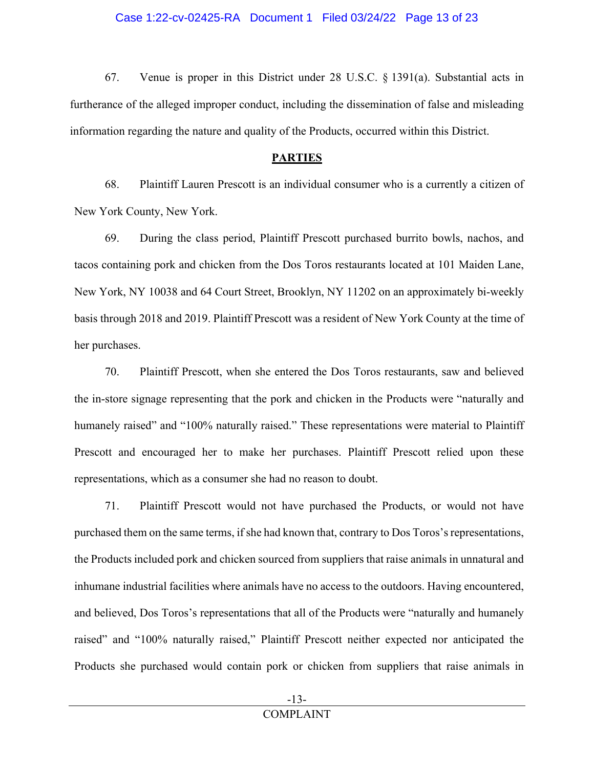67. Venue is proper in this District under 28 U.S.C. § 1391(a). Substantial acts in furtherance of the alleged improper conduct, including the dissemination of false and misleading information regarding the nature and quality of the Products, occurred within this District.

## PARTIES

68. Plaintiff Lauren Prescott is an individual consumer who is a currently a citizen of New York County, New York.

69. During the class period, Plaintiff Prescott purchased burrito bowls, nachos, and tacos containing pork and chicken from the Dos Toros restaurants located at 101 Maiden Lane, New York, NY 10038 and 64 Court Street, Brooklyn, NY 11202 on an approximately bi-weekly basis through 2018 and 2019. Plaintiff Prescott was a resident of New York County at the time of her purchases.

70. Plaintiff Prescott, when she entered the Dos Toros restaurants, saw and believed the in-store signage representing that the pork and chicken in the Products were "naturally and humanely raised" and "100% naturally raised." These representations were material to Plaintiff Prescott and encouraged her to make her purchases. Plaintiff Prescott relied upon these representations, which as a consumer she had no reason to doubt.

71. Plaintiff Prescott would not have purchased the Products, or would not have purchased them on the same terms, if she had known that, contrary to Dos Toros's representations, the Products included pork and chicken sourced from suppliers that raise animals in unnatural and inhumane industrial facilities where animals have no access to the outdoors. Having encountered, and believed, Dos Toros's representations that all of the Products were "naturally and humanely raised" and "100% naturally raised," Plaintiff Prescott neither expected nor anticipated the Products she purchased would contain pork or chicken from suppliers that raise animals in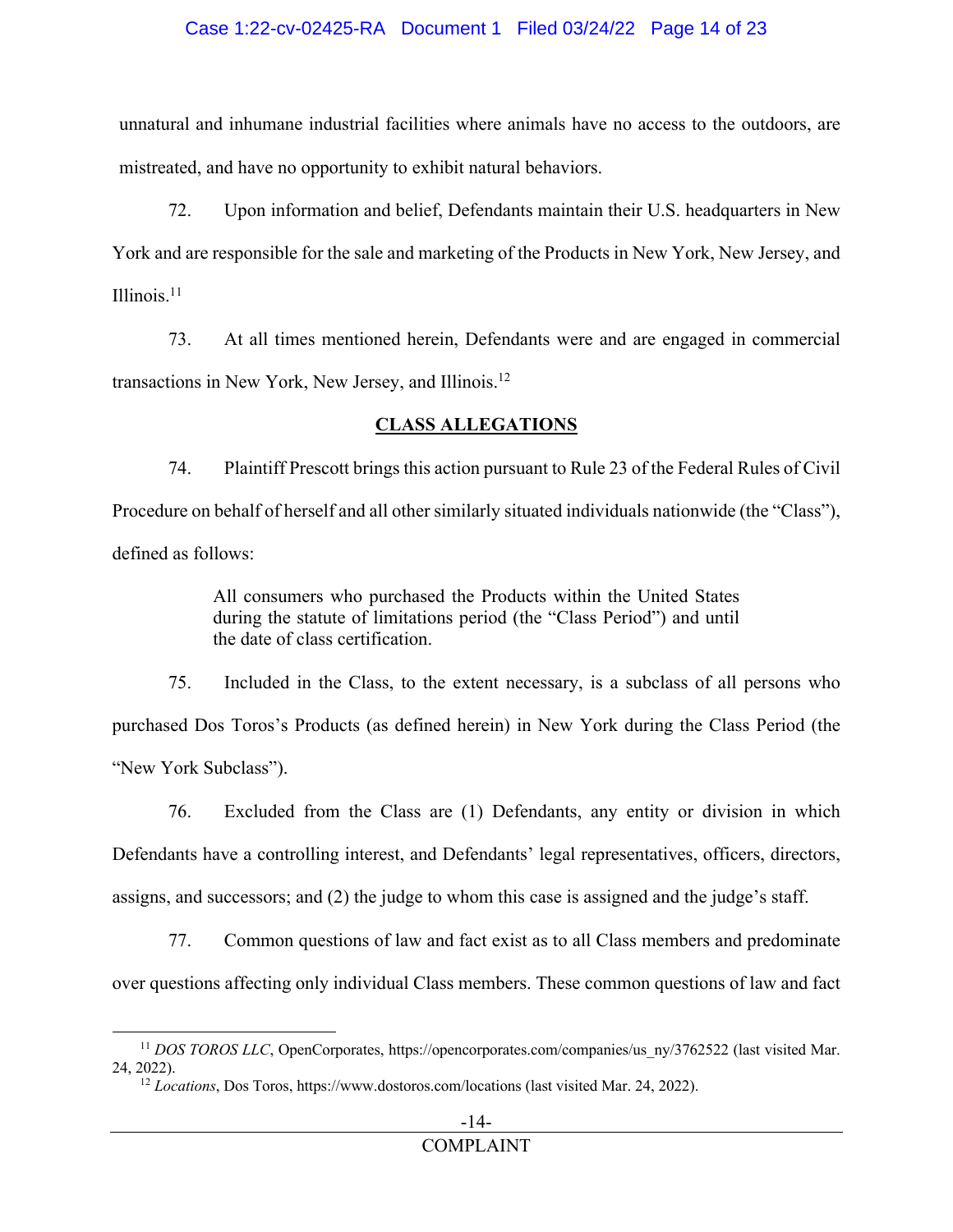unnatural and inhumane industrial facilities where animals have no access to the outdoors, are mistreated, and have no opportunity to exhibit natural behaviors.

72. Upon information and belief, Defendants maintain their U.S. headquarters in New York and are responsible for the sale and marketing of the Products in New York, New Jersey, and Illinois.[11]

73. At all times mentioned herein, Defendants were and are engaged in commercial transactions in New York, New Jersey, and Illinois.[12]

## CLASS ALLEGATIONS

74. Plaintiff Prescott brings this action pursuant to Rule 23 of the Federal Rules of Civil Procedure on behalf of herself and all other similarly situated individuals nationwide (the "Class"), defined as follows:

> All consumers who purchased the Products within the United States during the statute of limitations period (the "Class Period") and until the date of class certification.

75. Included in the Class, to the extent necessary, is a subclass of all persons who purchased Dos Toros's Products (as defined herein) in New York during the Class Period (the "New York Subclass").

76. Excluded from the Class are (1) Defendants, any entity or division in which Defendants have a controlling interest, and Defendants' legal representatives, officers, directors, assigns, and successors; and (2) the judge to whom this case is assigned and the judge's staff.

77. Common questions of law and fact exist as to all Class members and predominate over questions affecting only individual Class members. These common questions of law and fact

---

[11] *DOS TOROS LLC*, OpenCorporates, https://opencorporates.com/companies/us_ny/3762522 (last visited Mar. 24, 2022).

[12] *Locations*, Dos Toros, https://www.dostoros.com/locations (last visited Mar. 24, 2022).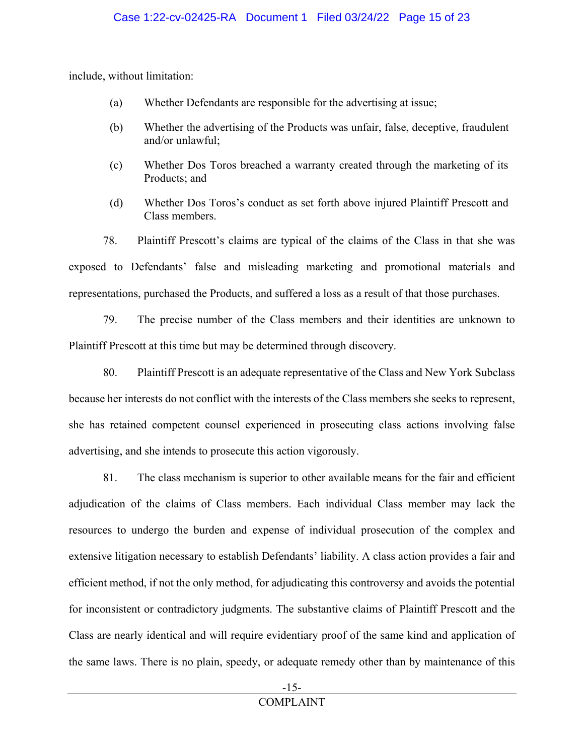include, without limitation:

(a) Whether Defendants are responsible for the advertising at issue;

(b) Whether the advertising of the Products was unfair, false, deceptive, fraudulent and/or unlawful;

(c) Whether Dos Toros breached a warranty created through the marketing of its Products; and

(d) Whether Dos Toros's conduct as set forth above injured Plaintiff Prescott and Class members.

78. Plaintiff Prescott's claims are typical of the claims of the Class in that she was exposed to Defendants' false and misleading marketing and promotional materials and representations, purchased the Products, and suffered a loss as a result of that those purchases.

79. The precise number of the Class members and their identities are unknown to Plaintiff Prescott at this time but may be determined through discovery.

80. Plaintiff Prescott is an adequate representative of the Class and New York Subclass because her interests do not conflict with the interests of the Class members she seeks to represent, she has retained competent counsel experienced in prosecuting class actions involving false advertising, and she intends to prosecute this action vigorously.

81. The class mechanism is superior to other available means for the fair and efficient adjudication of the claims of Class members. Each individual Class member may lack the resources to undergo the burden and expense of individual prosecution of the complex and extensive litigation necessary to establish Defendants' liability. A class action provides a fair and efficient method, if not the only method, for adjudicating this controversy and avoids the potential for inconsistent or contradictory judgments. The substantive claims of Plaintiff Prescott and the Class are nearly identical and will require evidentiary proof of the same kind and application of the same laws. There is no plain, speedy, or adequate remedy other than by maintenance of this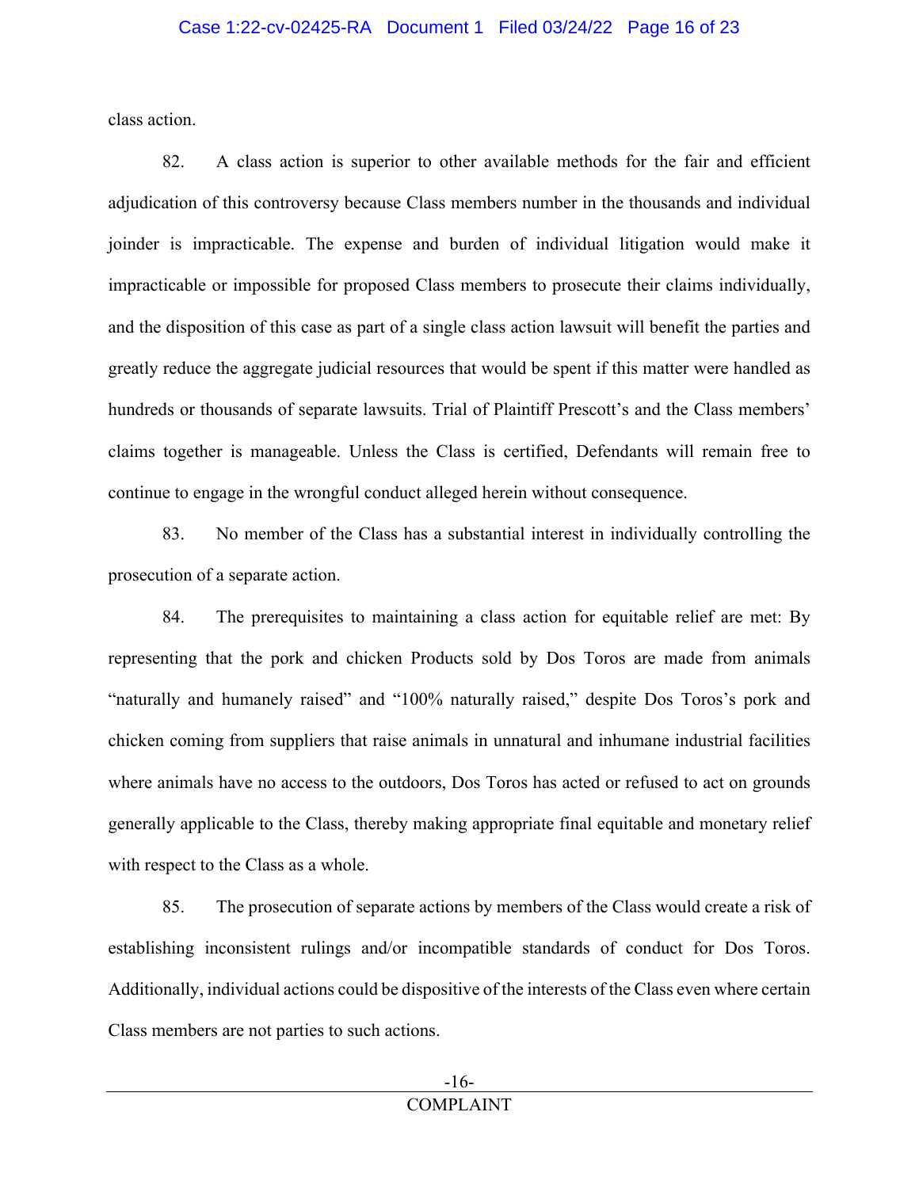class action.

82. A class action is superior to other available methods for the fair and efficient adjudication of this controversy because Class members number in the thousands and individual joinder is impracticable. The expense and burden of individual litigation would make it impracticable or impossible for proposed Class members to prosecute their claims individually, and the disposition of this case as part of a single class action lawsuit will benefit the parties and greatly reduce the aggregate judicial resources that would be spent if this matter were handled as hundreds or thousands of separate lawsuits. Trial of Plaintiff Prescott's and the Class members' claims together is manageable. Unless the Class is certified, Defendants will remain free to continue to engage in the wrongful conduct alleged herein without consequence.

83. No member of the Class has a substantial interest in individually controlling the prosecution of a separate action.

84. The prerequisites to maintaining a class action for equitable relief are met: By representing that the pork and chicken Products sold by Dos Toros are made from animals "naturally and humanely raised" and "100% naturally raised," despite Dos Toros's pork and chicken coming from suppliers that raise animals in unnatural and inhumane industrial facilities where animals have no access to the outdoors, Dos Toros has acted or refused to act on grounds generally applicable to the Class, thereby making appropriate final equitable and monetary relief with respect to the Class as a whole.

85. The prosecution of separate actions by members of the Class would create a risk of establishing inconsistent rulings and/or incompatible standards of conduct for Dos Toros. Additionally, individual actions could be dispositive of the interests of the Class even where certain Class members are not parties to such actions.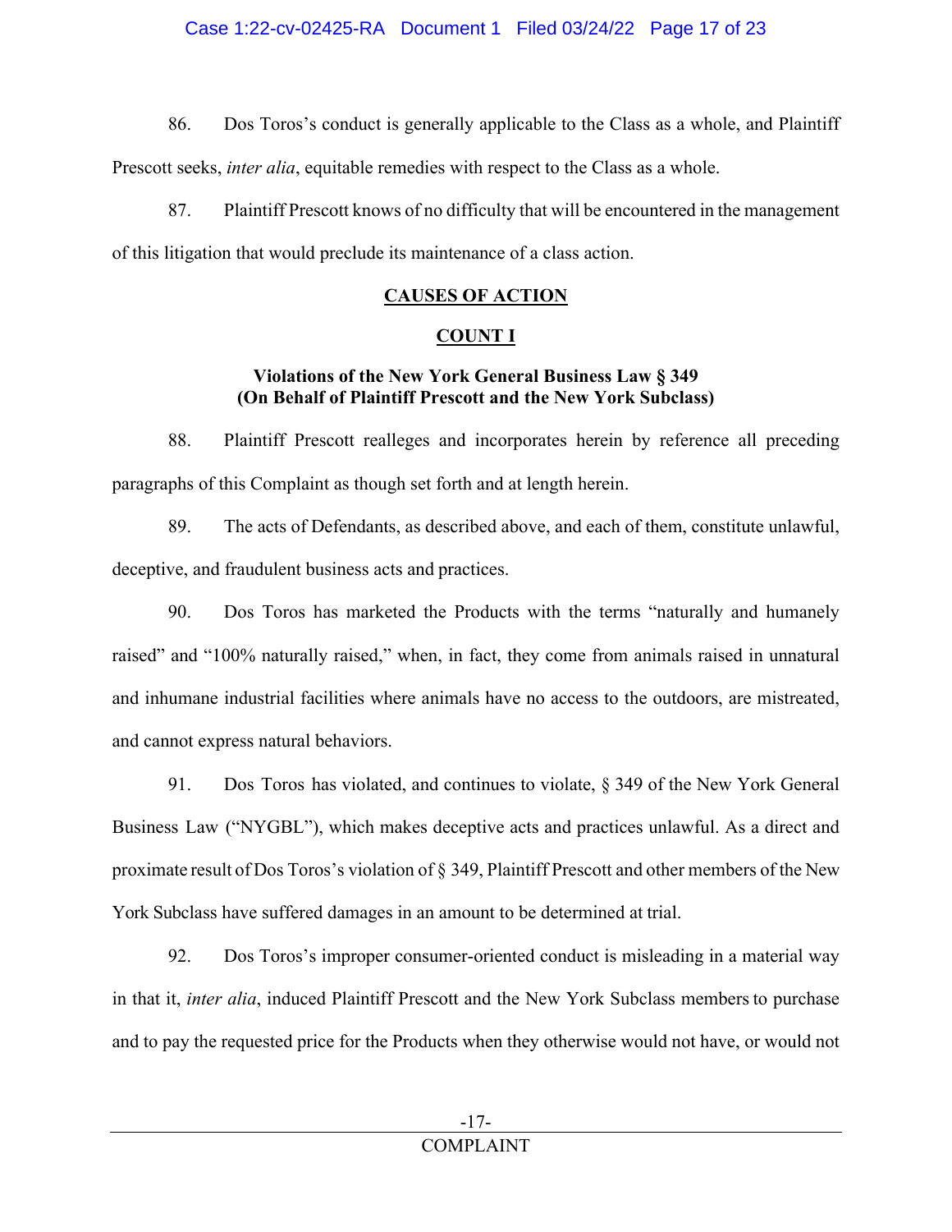86. Dos Toros's conduct is generally applicable to the Class as a whole, and Plaintiff Prescott seeks, *inter alia*, equitable remedies with respect to the Class as a whole.

87. Plaintiff Prescott knows of no difficulty that will be encountered in the management of this litigation that would preclude its maintenance of a class action.

## CAUSES OF ACTION

## COUNT I

### Violations of the New York General Business Law § 349 (On Behalf of Plaintiff Prescott and the New York Subclass)

88. Plaintiff Prescott realleges and incorporates herein by reference all preceding paragraphs of this Complaint as though set forth and at length herein.

89. The acts of Defendants, as described above, and each of them, constitute unlawful, deceptive, and fraudulent business acts and practices.

90. Dos Toros has marketed the Products with the terms "naturally and humanely raised" and "100% naturally raised," when, in fact, they come from animals raised in unnatural and inhumane industrial facilities where animals have no access to the outdoors, are mistreated, and cannot express natural behaviors.

91. Dos Toros has violated, and continues to violate, § 349 of the New York General Business Law ("NYGBL"), which makes deceptive acts and practices unlawful. As a direct and proximate result of Dos Toros's violation of § 349, Plaintiff Prescott and other members of the New York Subclass have suffered damages in an amount to be determined at trial.

92. Dos Toros's improper consumer-oriented conduct is misleading in a material way in that it, *inter alia*, induced Plaintiff Prescott and the New York Subclass members to purchase and to pay the requested price for the Products when they otherwise would not have, or would not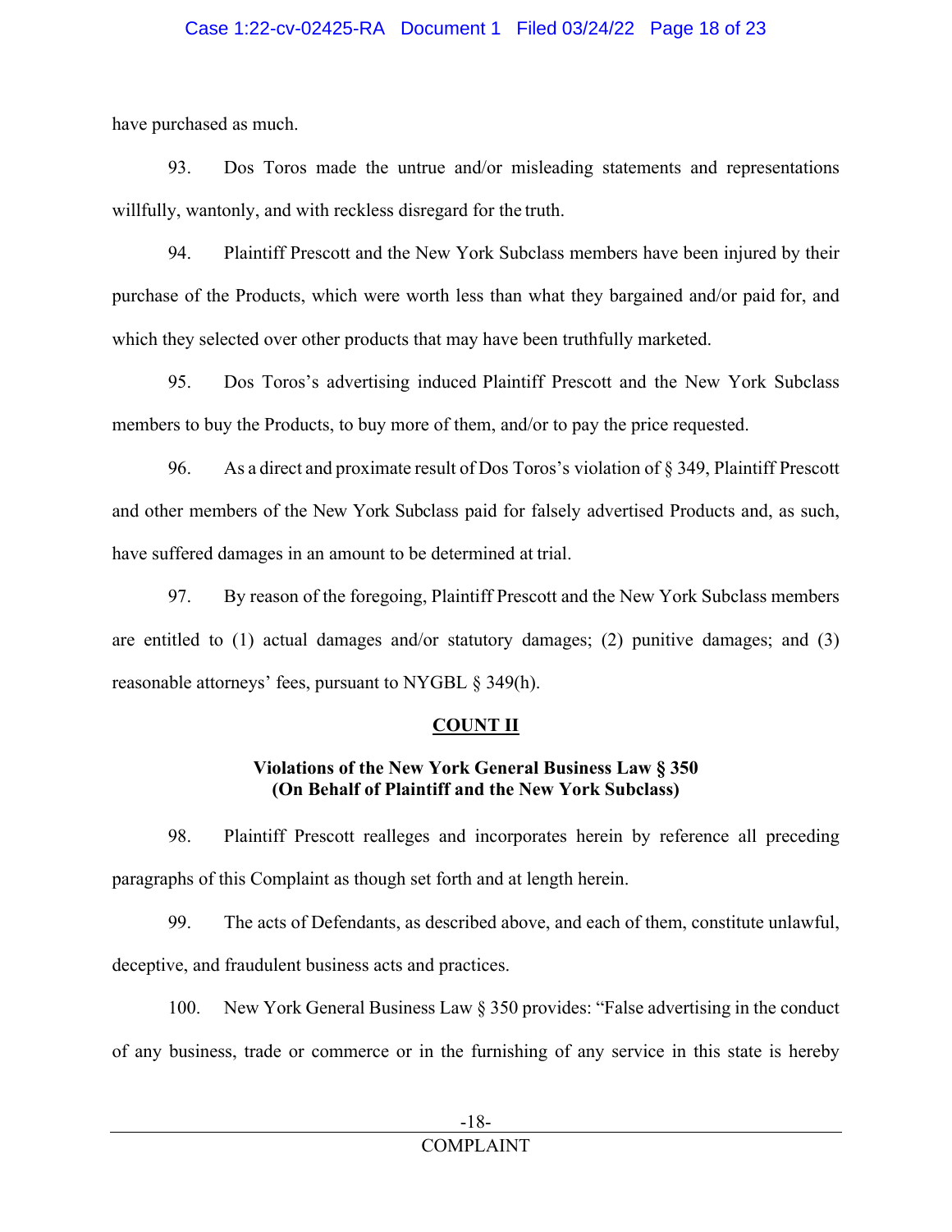have purchased as much.

93. Dos Toros made the untrue and/or misleading statements and representations willfully, wantonly, and with reckless disregard for the truth.

94. Plaintiff Prescott and the New York Subclass members have been injured by their purchase of the Products, which were worth less than what they bargained and/or paid for, and which they selected over other products that may have been truthfully marketed.

95. Dos Toros's advertising induced Plaintiff Prescott and the New York Subclass members to buy the Products, to buy more of them, and/or to pay the price requested.

96. As a direct and proximate result of Dos Toros's violation of § 349, Plaintiff Prescott and other members of the New York Subclass paid for falsely advertised Products and, as such, have suffered damages in an amount to be determined at trial.

97. By reason of the foregoing, Plaintiff Prescott and the New York Subclass members are entitled to (1) actual damages and/or statutory damages; (2) punitive damages; and (3) reasonable attorneys' fees, pursuant to NYGBL § 349(h).

## COUNT II

### Violations of the New York General Business Law § 350 (On Behalf of Plaintiff and the New York Subclass)

98. Plaintiff Prescott realleges and incorporates herein by reference all preceding paragraphs of this Complaint as though set forth and at length herein.

99. The acts of Defendants, as described above, and each of them, constitute unlawful, deceptive, and fraudulent business acts and practices.

100. New York General Business Law § 350 provides: "False advertising in the conduct of any business, trade or commerce or in the furnishing of any service in this state is hereby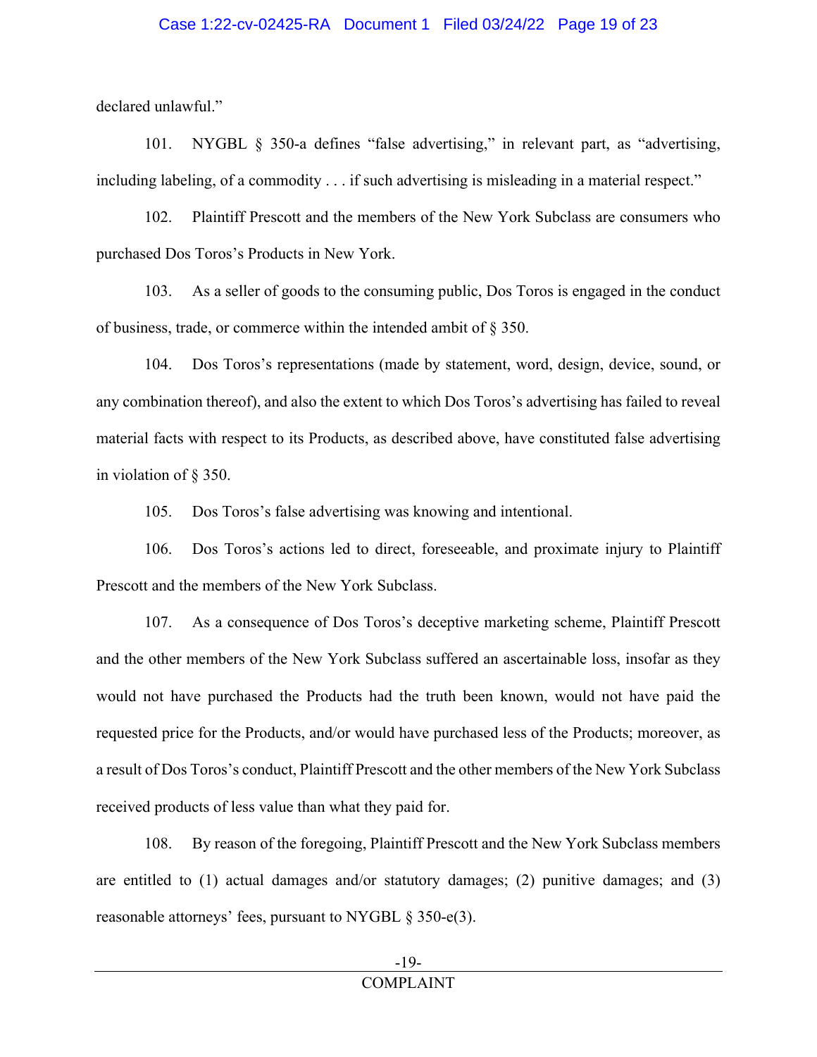declared unlawful."

101. NYGBL § 350-a defines "false advertising," in relevant part, as "advertising, including labeling, of a commodity . . . if such advertising is misleading in a material respect."

102. Plaintiff Prescott and the members of the New York Subclass are consumers who purchased Dos Toros's Products in New York.

103. As a seller of goods to the consuming public, Dos Toros is engaged in the conduct of business, trade, or commerce within the intended ambit of § 350.

104. Dos Toros's representations (made by statement, word, design, device, sound, or any combination thereof), and also the extent to which Dos Toros's advertising has failed to reveal material facts with respect to its Products, as described above, have constituted false advertising in violation of § 350.

105. Dos Toros's false advertising was knowing and intentional.

106. Dos Toros's actions led to direct, foreseeable, and proximate injury to Plaintiff Prescott and the members of the New York Subclass.

107. As a consequence of Dos Toros's deceptive marketing scheme, Plaintiff Prescott and the other members of the New York Subclass suffered an ascertainable loss, insofar as they would not have purchased the Products had the truth been known, would not have paid the requested price for the Products, and/or would have purchased less of the Products; moreover, as a result of Dos Toros's conduct, Plaintiff Prescott and the other members of the New York Subclass received products of less value than what they paid for.

108. By reason of the foregoing, Plaintiff Prescott and the New York Subclass members are entitled to (1) actual damages and/or statutory damages; (2) punitive damages; and (3) reasonable attorneys' fees, pursuant to NYGBL § 350-e(3).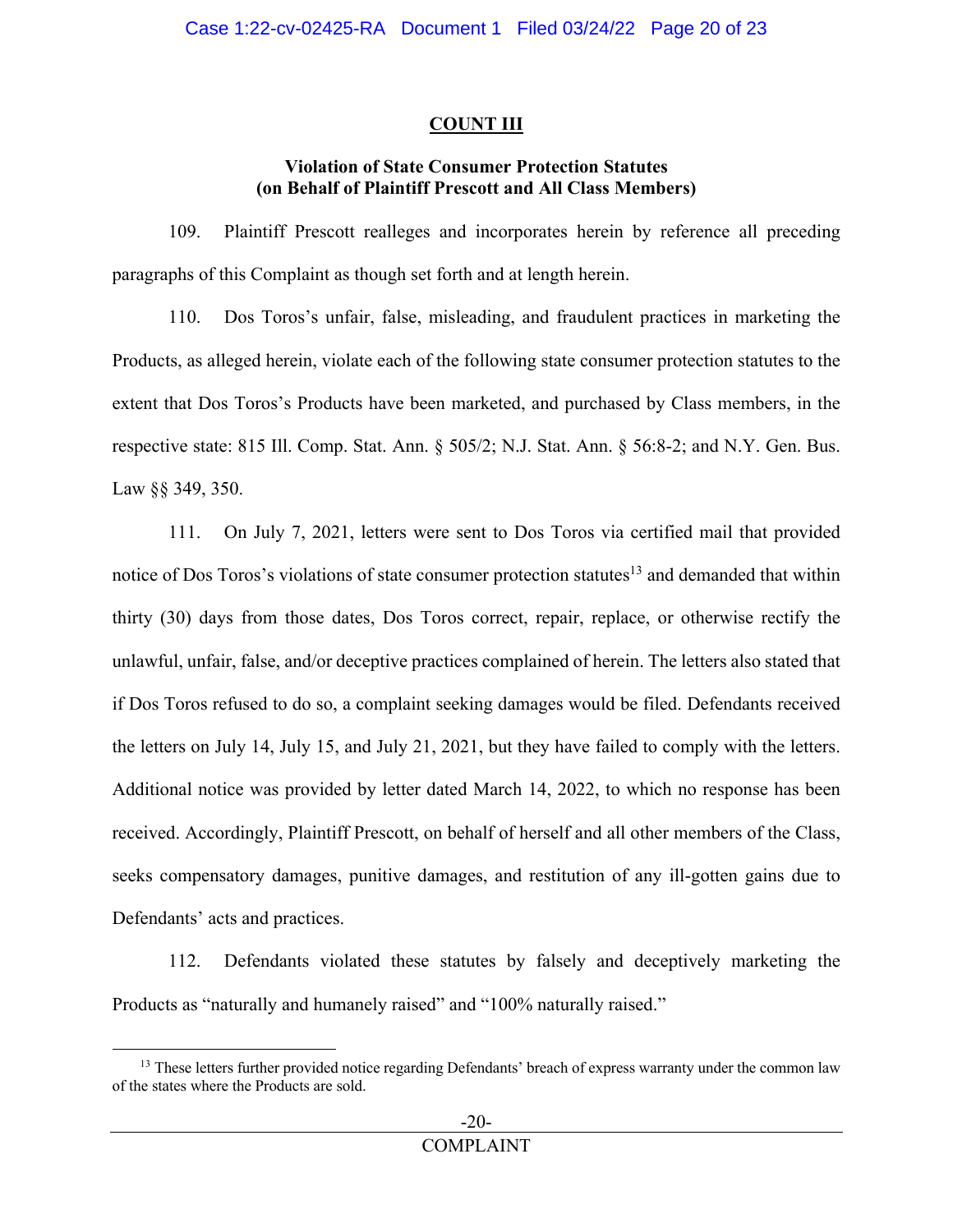## COUNT III

**Violation of State Consumer Protection Statutes (on Behalf of Plaintiff Prescott and All Class Members)**

109. Plaintiff Prescott realleges and incorporates herein by reference all preceding paragraphs of this Complaint as though set forth and at length herein.

110. Dos Toros's unfair, false, misleading, and fraudulent practices in marketing the Products, as alleged herein, violate each of the following state consumer protection statutes to the extent that Dos Toros's Products have been marketed, and purchased by Class members, in the respective state: 815 Ill. Comp. Stat. Ann. § 505/2; N.J. Stat. Ann. § 56:8-2; and N.Y. Gen. Bus. Law §§ 349, 350.

111. On July 7, 2021, letters were sent to Dos Toros via certified mail that provided notice of Dos Toros's violations of state consumer protection statutes[13] and demanded that within thirty (30) days from those dates, Dos Toros correct, repair, replace, or otherwise rectify the unlawful, unfair, false, and/or deceptive practices complained of herein. The letters also stated that if Dos Toros refused to do so, a complaint seeking damages would be filed. Defendants received the letters on July 14, July 15, and July 21, 2021, but they have failed to comply with the letters. Additional notice was provided by letter dated March 14, 2022, to which no response has been received. Accordingly, Plaintiff Prescott, on behalf of herself and all other members of the Class, seeks compensatory damages, punitive damages, and restitution of any ill-gotten gains due to Defendants' acts and practices.

112. Defendants violated these statutes by falsely and deceptively marketing the Products as "naturally and humanely raised" and "100% naturally raised."

---

[13] These letters further provided notice regarding Defendants' breach of express warranty under the common law of the states where the Products are sold.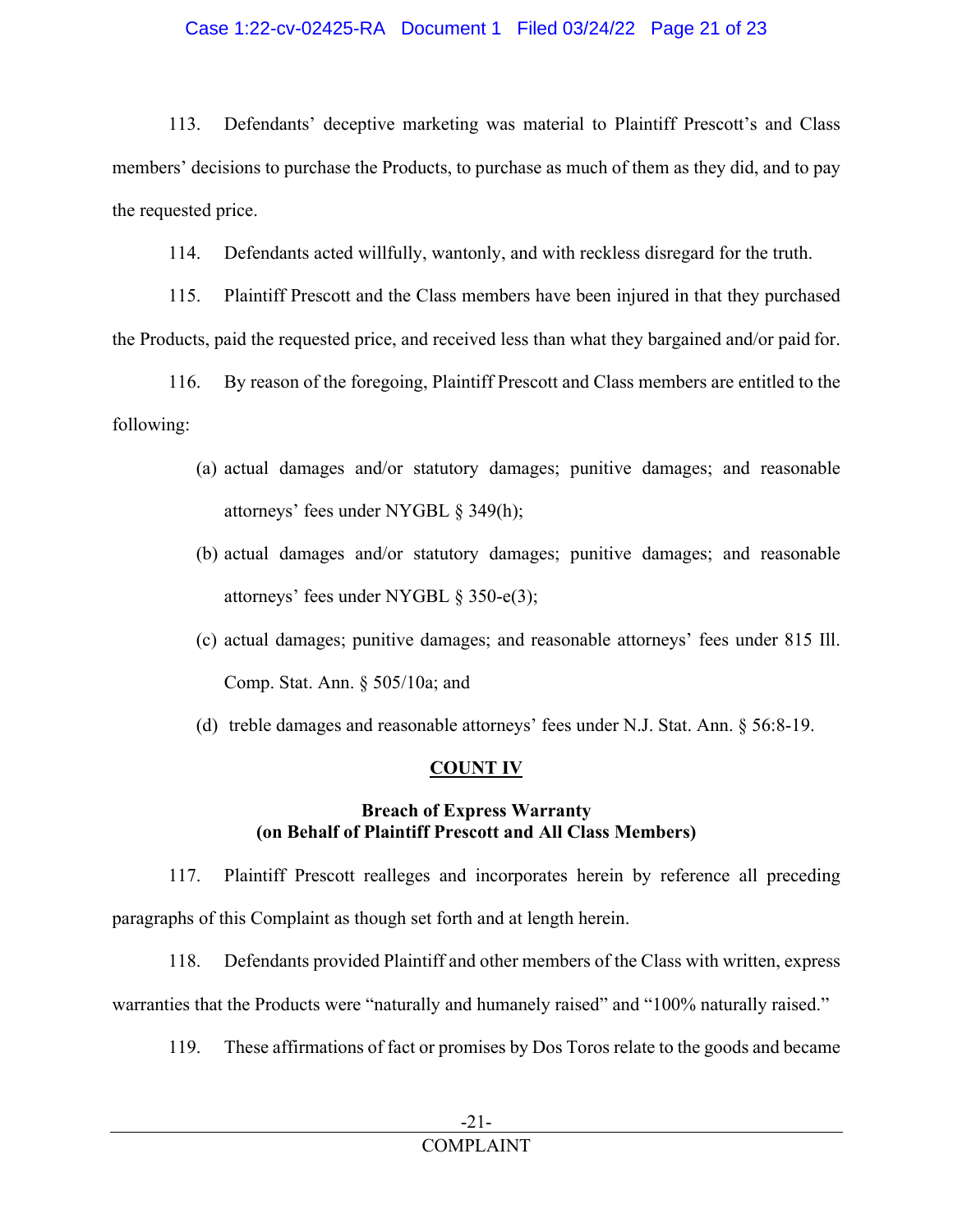113. Defendants' deceptive marketing was material to Plaintiff Prescott's and Class members' decisions to purchase the Products, to purchase as much of them as they did, and to pay the requested price.

114. Defendants acted willfully, wantonly, and with reckless disregard for the truth.

115. Plaintiff Prescott and the Class members have been injured in that they purchased the Products, paid the requested price, and received less than what they bargained and/or paid for.

116. By reason of the foregoing, Plaintiff Prescott and Class members are entitled to the following:

(a) actual damages and/or statutory damages; punitive damages; and reasonable attorneys' fees under NYGBL § 349(h);

(b) actual damages and/or statutory damages; punitive damages; and reasonable attorneys' fees under NYGBL § 350-e(3);

(c) actual damages; punitive damages; and reasonable attorneys' fees under 815 Ill. Comp. Stat. Ann. § 505/10a; and

(d) treble damages and reasonable attorneys' fees under N.J. Stat. Ann. § 56:8-19.

## COUNT IV

### Breach of Express Warranty (on Behalf of Plaintiff Prescott and All Class Members)

117. Plaintiff Prescott realleges and incorporates herein by reference all preceding paragraphs of this Complaint as though set forth and at length herein.

118. Defendants provided Plaintiff and other members of the Class with written, express warranties that the Products were "naturally and humanely raised" and "100% naturally raised."

119. These affirmations of fact or promises by Dos Toros relate to the goods and became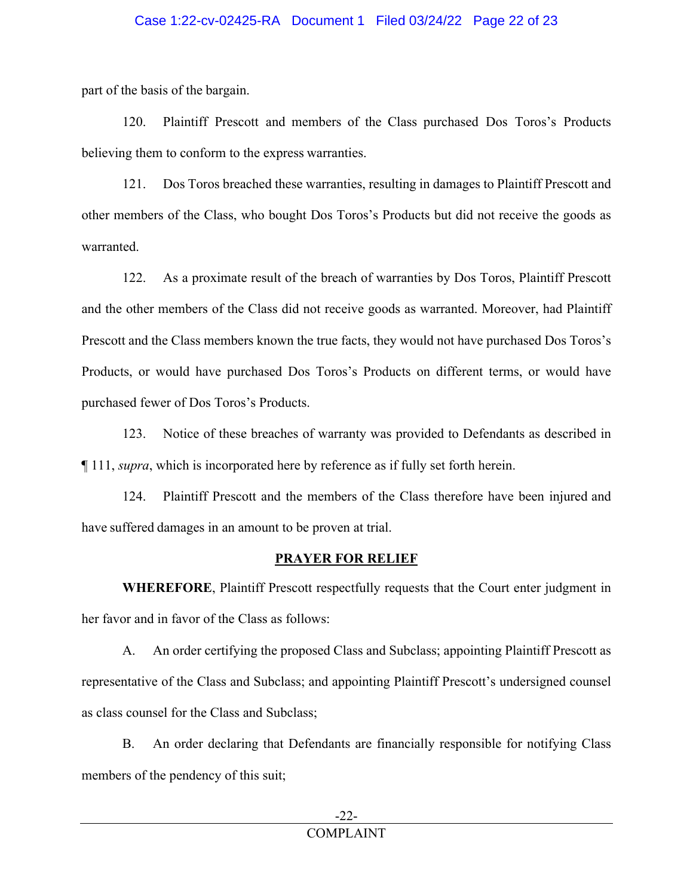part of the basis of the bargain.

120. Plaintiff Prescott and members of the Class purchased Dos Toros's Products believing them to conform to the express warranties.

121. Dos Toros breached these warranties, resulting in damages to Plaintiff Prescott and other members of the Class, who bought Dos Toros's Products but did not receive the goods as warranted.

122. As a proximate result of the breach of warranties by Dos Toros, Plaintiff Prescott and the other members of the Class did not receive goods as warranted. Moreover, had Plaintiff Prescott and the Class members known the true facts, they would not have purchased Dos Toros's Products, or would have purchased Dos Toros's Products on different terms, or would have purchased fewer of Dos Toros's Products.

123. Notice of these breaches of warranty was provided to Defendants as described in ¶ 111, *supra*, which is incorporated here by reference as if fully set forth herein.

124. Plaintiff Prescott and the members of the Class therefore have been injured and have suffered damages in an amount to be proven at trial.

## PRAYER FOR RELIEF

**WHEREFORE**, Plaintiff Prescott respectfully requests that the Court enter judgment in her favor and in favor of the Class as follows:

A. An order certifying the proposed Class and Subclass; appointing Plaintiff Prescott as representative of the Class and Subclass; and appointing Plaintiff Prescott's undersigned counsel as class counsel for the Class and Subclass;

B. An order declaring that Defendants are financially responsible for notifying Class members of the pendency of this suit;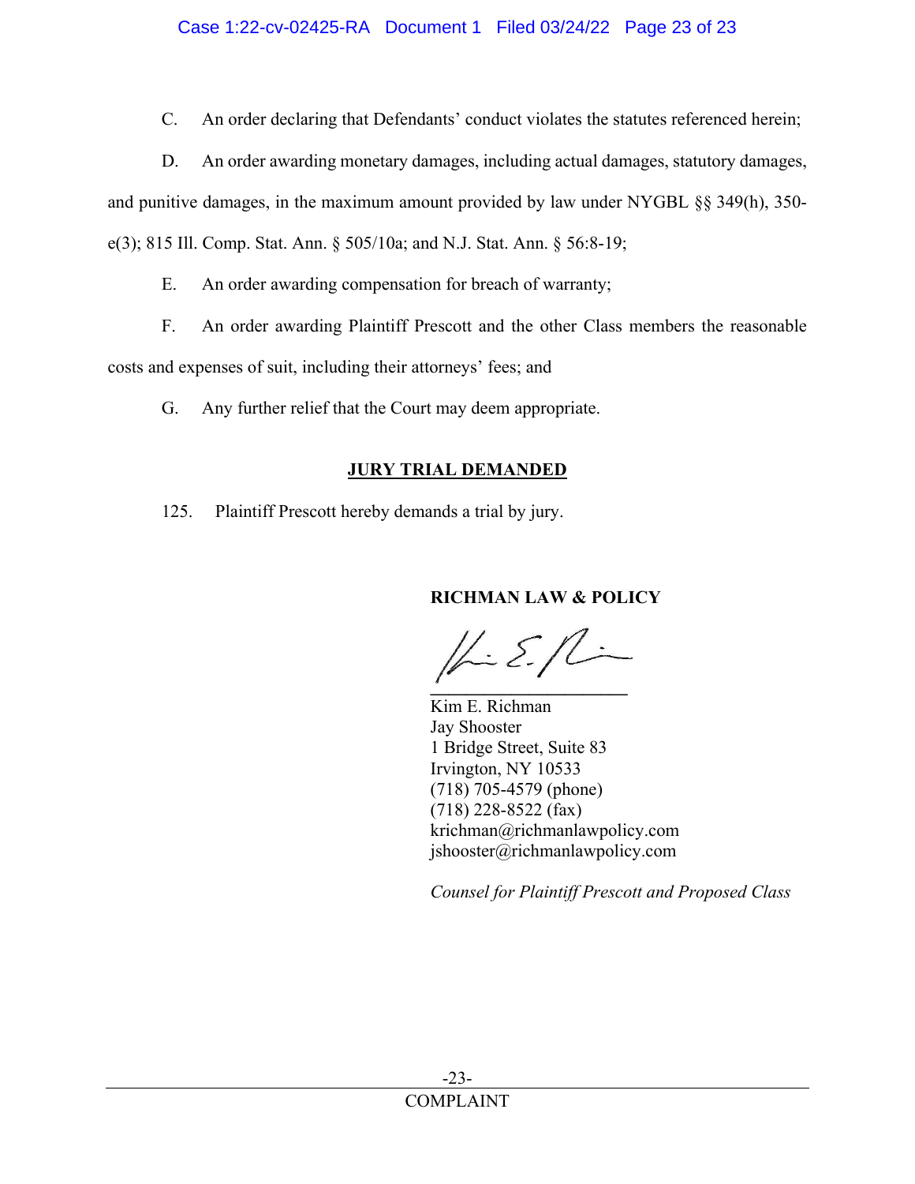C. An order declaring that Defendants' conduct violates the statutes referenced herein;

D. An order awarding monetary damages, including actual damages, statutory damages, and punitive damages, in the maximum amount provided by law under NYGBL §§ 349(h), 350-e(3); 815 Ill. Comp. Stat. Ann. § 505/10a; and N.J. Stat. Ann. § 56:8-19;

E. An order awarding compensation for breach of warranty;

F. An order awarding Plaintiff Prescott and the other Class members the reasonable costs and expenses of suit, including their attorneys' fees; and

G. Any further relief that the Court may deem appropriate.

**JURY TRIAL DEMANDED**

125. Plaintiff Prescott hereby demands a trial by jury.

**RICHMAN LAW & POLICY**

\_\_\_\_\_\_\_\_\_\_\_\_\_\_\_\_\_\_\_\_\_\_

Kim E. Richman
Jay Shooster
1 Bridge Street, Suite 83
Irvington, NY 10533
(718) 705-4579 (phone)
(718) 228-8522 (fax)
krichman@richmanlawpolicy.com
jshooster@richmanlawpolicy.com

*Counsel for Plaintiff Prescott and Proposed Class*

COMPLAINT